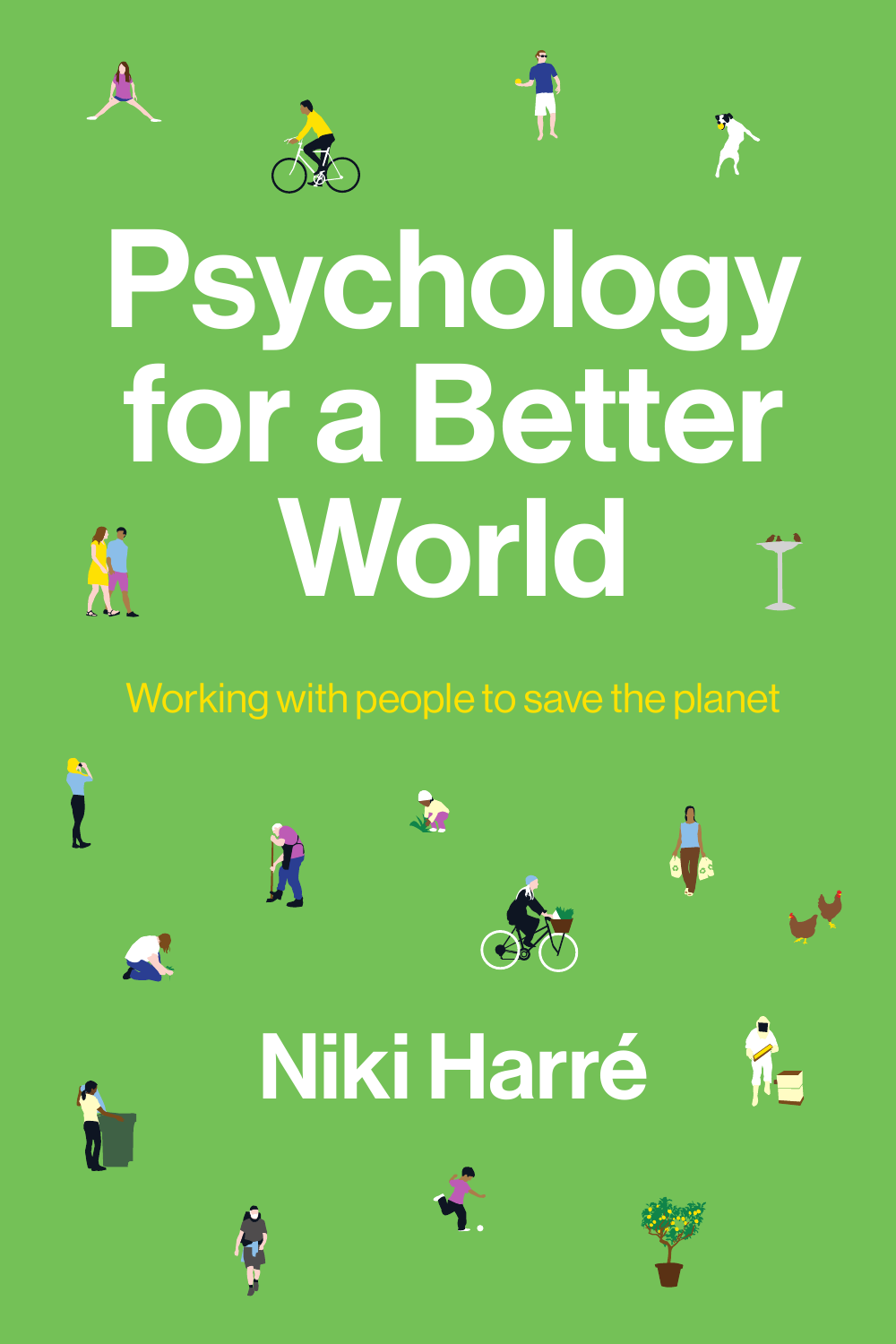# Psychology for a Better World

Working with people to save the planet

Niki Harré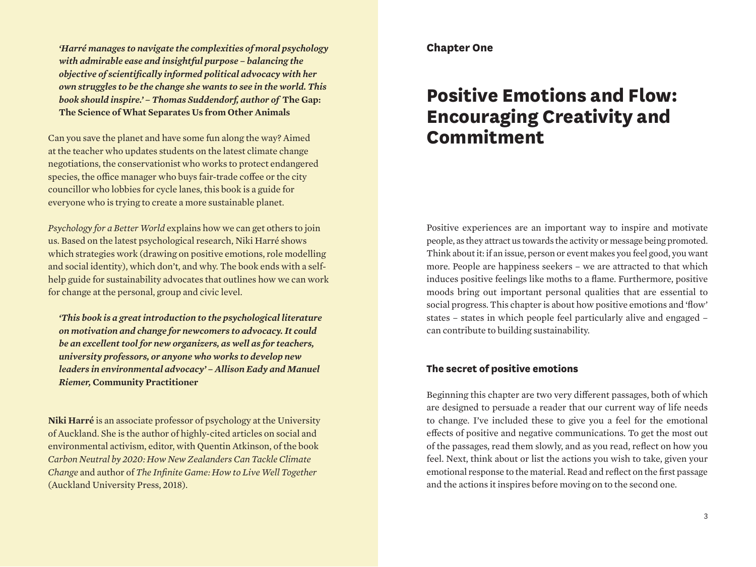*'Harré manages to navigate the complexities of moral psychology with admirable ease and insightful purpose – balancing the objective of scientifically informed political advocacy with her own struggles to be the change she wants to see in the world. This book should inspire.' – Thomas Suddendorf, author of* **The Gap: The Science of What Separates Us from Other Animals**

Can you save the planet and have some fun along the way? Aimed at the teacher who updates students on the latest climate change negotiations, the conservationist who works to protect endangered species, the office manager who buys fair-trade coffee or the city councillor who lobbies for cycle lanes, this book is a guide for everyone who is trying to create a more sustainable planet.

*Psychology for a Better World* explains how we can get others to join us. Based on the latest psychological research, Niki Harré shows which strategies work (drawing on positive emotions, role modelling and social identity), which don't, and why. The book ends with a self-help guide for sustainability advocates that outlines how we can work for change at the personal, group and civic level.

*'This book is a great introduction to the psychological literature on motivation and change for newcomers to advocacy. It could be an excellent tool for new organizers, as well as for teachers, university professors, or anyone who works to develop new leaders in environmental advocacy' – Allison Eady and Manuel Riemer,* **Community Practitioner**

**Niki Harré** is an associate professor of psychology at the University of Auckland. She is the author of highly-cited articles on social and environmental activism, editor, with Quentin Atkinson, of the book *Carbon Neutral by 2020: How New Zealanders Can Tackle Climate Change* and author of *The Infinite Game: How to Live Well Together* (Auckland University Press, 2018).

**Chapter One**

# Positive Emotions and Flow: Encouraging Creativity and Commitment

Positive experiences are an important way to inspire and motivate people, as they attract us towards the activity or message being promoted. Think about it: if an issue, person or event makes you feel good, you want more. People are happiness seekers – we are attracted to that which induces positive feelings like moths to a flame. Furthermore, positive moods bring out important personal qualities that are essential to social progress. This chapter is about how positive emotions and 'flow' states – states in which people feel particularly alive and engaged – can contribute to building sustainability.

## The secret of positive emotions

Beginning this chapter are two very different passages, both of which are designed to persuade a reader that our current way of life needs to change. I've included these to give you a feel for the emotional effects of positive and negative communications. To get the most out of the passages, read them slowly, and as you read, reflect on how you feel. Next, think about or list the actions you wish to take, given your emotional response to the material. Read and reflect on the first passage and the actions it inspires before moving on to the second one.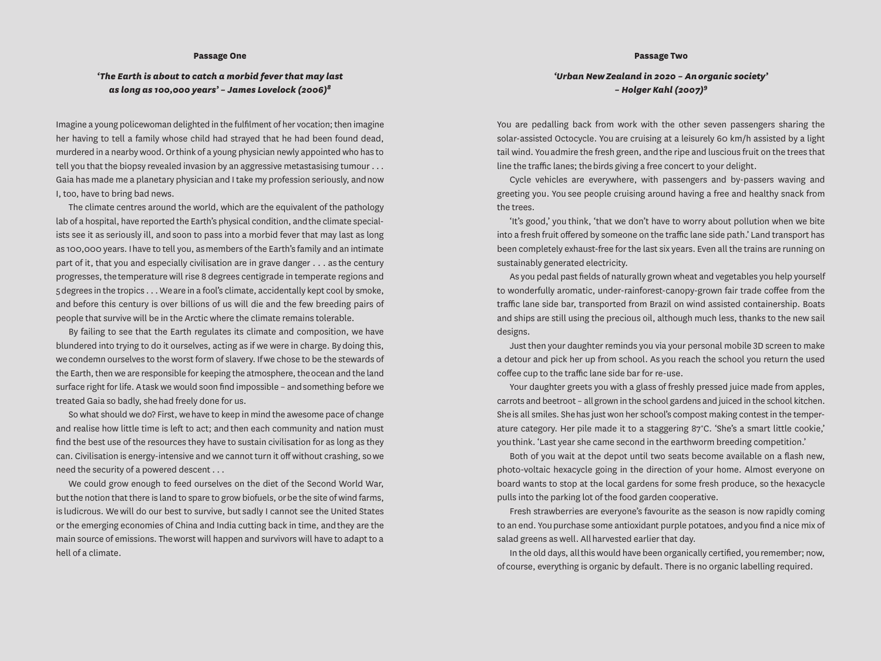## Passage One

### *'The Earth is about to catch a morbid fever that may last as long as 100,000 years' – James Lovelock (2006)*[8]

Imagine a young policewoman delighted in the fulfilment of her vocation; then imagine her having to tell a family whose child had strayed that he had been found dead, murdered in a nearby wood. Or think of a young physician newly appointed who has to tell you that the biopsy revealed invasion by an aggressive metastasising tumour . . . Gaia has made me a planetary physician and I take my profession seriously, and now I, too, have to bring bad news.

The climate centres around the world, which are the equivalent of the pathology lab of a hospital, have reported the Earth's physical condition, and the climate specialists see it as seriously ill, and soon to pass into a morbid fever that may last as long as 100,000 years. I have to tell you, as members of the Earth's family and an intimate part of it, that you and especially civilisation are in grave danger . . . as the century progresses, the temperature will rise 8 degrees centigrade in temperate regions and 5 degrees in the tropics . . . We are in a fool's climate, accidentally kept cool by smoke, and before this century is over billions of us will die and the few breeding pairs of people that survive will be in the Arctic where the climate remains tolerable.

By failing to see that the Earth regulates its climate and composition, we have blundered into trying to do it ourselves, acting as if we were in charge. By doing this, we condemn ourselves to the worst form of slavery. If we chose to be the stewards of the Earth, then we are responsible for keeping the atmosphere, the ocean and the land surface right for life. A task we would soon find impossible – and something before we treated Gaia so badly, she had freely done for us.

So what should we do? First, we have to keep in mind the awesome pace of change and realise how little time is left to act; and then each community and nation must find the best use of the resources they have to sustain civilisation for as long as they can. Civilisation is energy-intensive and we cannot turn it off without crashing, so we need the security of a powered descent . . .

We could grow enough to feed ourselves on the diet of the Second World War, but the notion that there is land to spare to grow biofuels, or be the site of wind farms, is ludicrous. We will do our best to survive, but sadly I cannot see the United States or the emerging economies of China and India cutting back in time, and they are the main source of emissions. The worst will happen and survivors will have to adapt to a hell of a climate.

## Passage Two

### *'Urban New Zealand in 2020 – An organic society' – Holger Kahl (2007)*[9]

You are pedalling back from work with the other seven passengers sharing the solar-assisted Octocycle. You are cruising at a leisurely 60 km/h assisted by a light tail wind. You admire the fresh green, and the ripe and luscious fruit on the trees that line the traffic lanes; the birds giving a free concert to your delight.

Cycle vehicles are everywhere, with passengers and by-passers waving and greeting you. You see people cruising around having a free and healthy snack from the trees.

'It's good,' you think, 'that we don't have to worry about pollution when we bite into a fresh fruit offered by someone on the traffic lane side path.' Land transport has been completely exhaust-free for the last six years. Even all the trains are running on sustainably generated electricity.

As you pedal past fields of naturally grown wheat and vegetables you help yourself to wonderfully aromatic, under-rainforest-canopy-grown fair trade coffee from the traffic lane side bar, transported from Brazil on wind assisted containership. Boats and ships are still using the precious oil, although much less, thanks to the new sail designs.

Just then your daughter reminds you via your personal mobile 3D screen to make a detour and pick her up from school. As you reach the school you return the used coffee cup to the traffic lane side bar for re-use.

Your daughter greets you with a glass of freshly pressed juice made from apples, carrots and beetroot – all grown in the school gardens and juiced in the school kitchen. She is all smiles. She has just won her school's compost making contest in the temperature category. Her pile made it to a staggering 87°C. 'She's a smart little cookie,' you think. 'Last year she came second in the earthworm breeding competition.'

Both of you wait at the depot until two seats become available on a flash new, photo-voltaic hexacycle going in the direction of your home. Almost everyone on board wants to stop at the local gardens for some fresh produce, so the hexacycle pulls into the parking lot of the food garden cooperative.

Fresh strawberries are everyone's favourite as the season is now rapidly coming to an end. You purchase some antioxidant purple potatoes, and you find a nice mix of salad greens as well. All harvested earlier that day.

In the old days, all this would have been organically certified, you remember; now, of course, everything is organic by default. There is no organic labelling required.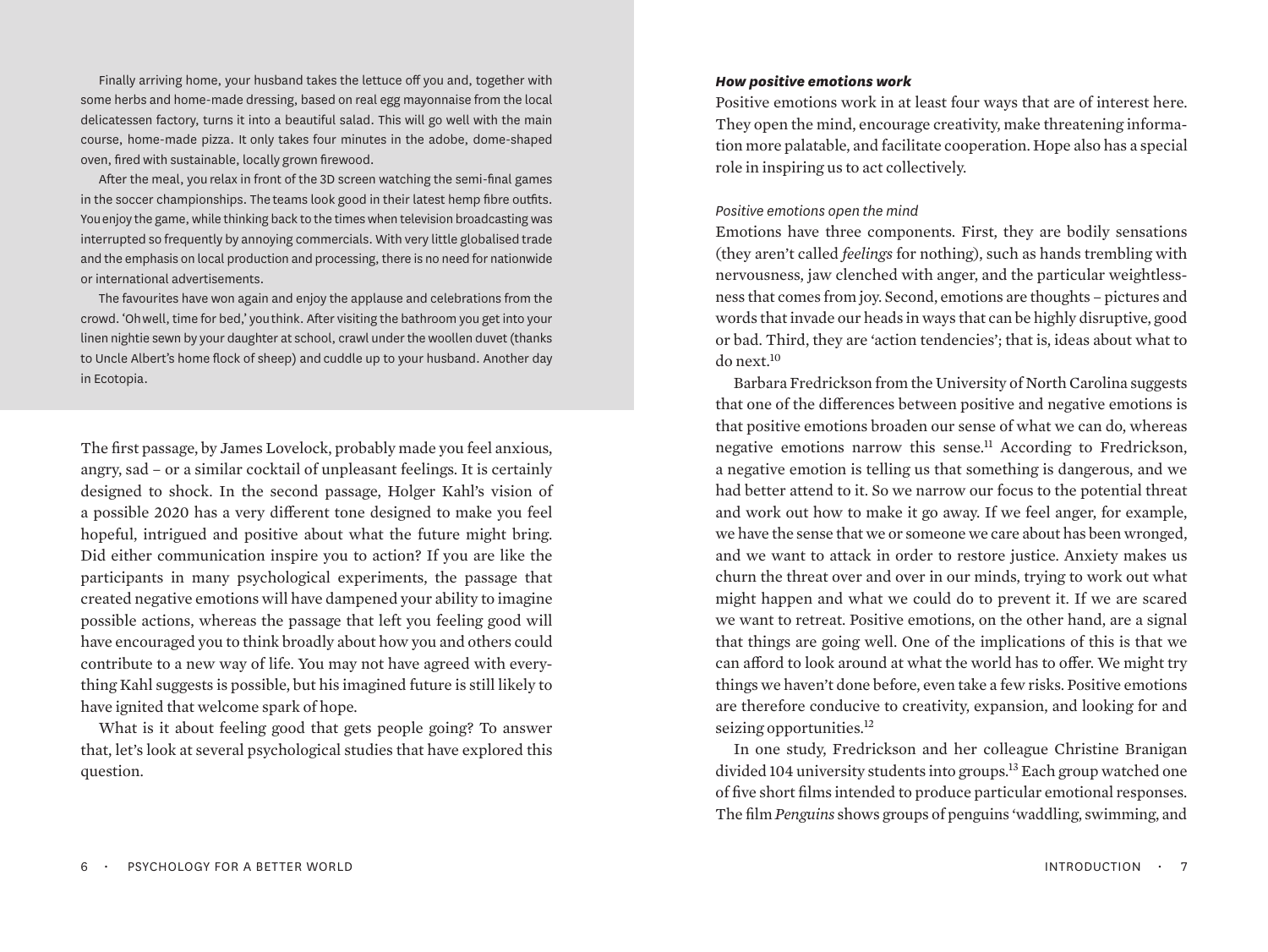Finally arriving home, your husband takes the lettuce off you and, together with some herbs and home-made dressing, based on real egg mayonnaise from the local delicatessen factory, turns it into a beautiful salad. This will go well with the main course, home-made pizza. It only takes four minutes in the adobe, dome-shaped oven, fired with sustainable, locally grown firewood.

After the meal, you relax in front of the 3D screen watching the semi-final games in the soccer championships. The teams look good in their latest hemp fibre outfits. You enjoy the game, while thinking back to the times when television broadcasting was interrupted so frequently by annoying commercials. With very little globalised trade and the emphasis on local production and processing, there is no need for nationwide or international advertisements.

The favourites have won again and enjoy the applause and celebrations from the crowd. 'Oh well, time for bed,' you think. After visiting the bathroom you get into your linen nightie sewn by your daughter at school, crawl under the woollen duvet (thanks to Uncle Albert's home flock of sheep) and cuddle up to your husband. Another day in Ecotopia.

The first passage, by James Lovelock, probably made you feel anxious, angry, sad – or a similar cocktail of unpleasant feelings. It is certainly designed to shock. In the second passage, Holger Kahl's vision of a possible 2020 has a very different tone designed to make you feel hopeful, intrigued and positive about what the future might bring. Did either communication inspire you to action? If you are like the participants in many psychological experiments, the passage that created negative emotions will have dampened your ability to imagine possible actions, whereas the passage that left you feeling good will have encouraged you to think broadly about how you and others could contribute to a new way of life. You may not have agreed with everything Kahl suggests is possible, but his imagined future is still likely to have ignited that welcome spark of hope.

What is it about feeling good that gets people going? To answer that, let's look at several psychological studies that have explored this question.

### *How positive emotions work*

Positive emotions work in at least four ways that are of interest here. They open the mind, encourage creativity, make threatening information more palatable, and facilitate cooperation. Hope also has a special role in inspiring us to act collectively.

#### *Positive emotions open the mind*

Emotions have three components. First, they are bodily sensations (they aren't called *feelings* for nothing), such as hands trembling with nervousness, jaw clenched with anger, and the particular weightlessness that comes from joy. Second, emotions are thoughts – pictures and words that invade our heads in ways that can be highly disruptive, good or bad. Third, they are 'action tendencies'; that is, ideas about what to do next.[10]

Barbara Fredrickson from the University of North Carolina suggests that one of the differences between positive and negative emotions is that positive emotions broaden our sense of what we can do, whereas negative emotions narrow this sense.[11] According to Fredrickson, a negative emotion is telling us that something is dangerous, and we had better attend to it. So we narrow our focus to the potential threat and work out how to make it go away. If we feel anger, for example, we have the sense that we or someone we care about has been wronged, and we want to attack in order to restore justice. Anxiety makes us churn the threat over and over in our minds, trying to work out what might happen and what we could do to prevent it. If we are scared we want to retreat. Positive emotions, on the other hand, are a signal that things are going well. One of the implications of this is that we can afford to look around at what the world has to offer. We might try things we haven't done before, even take a few risks. Positive emotions are therefore conducive to creativity, expansion, and looking for and seizing opportunities.[12]

In one study, Fredrickson and her colleague Christine Branigan divided 104 university students into groups.[13] Each group watched one of five short films intended to produce particular emotional responses. The film *Penguins* shows groups of penguins 'waddling, swimming, and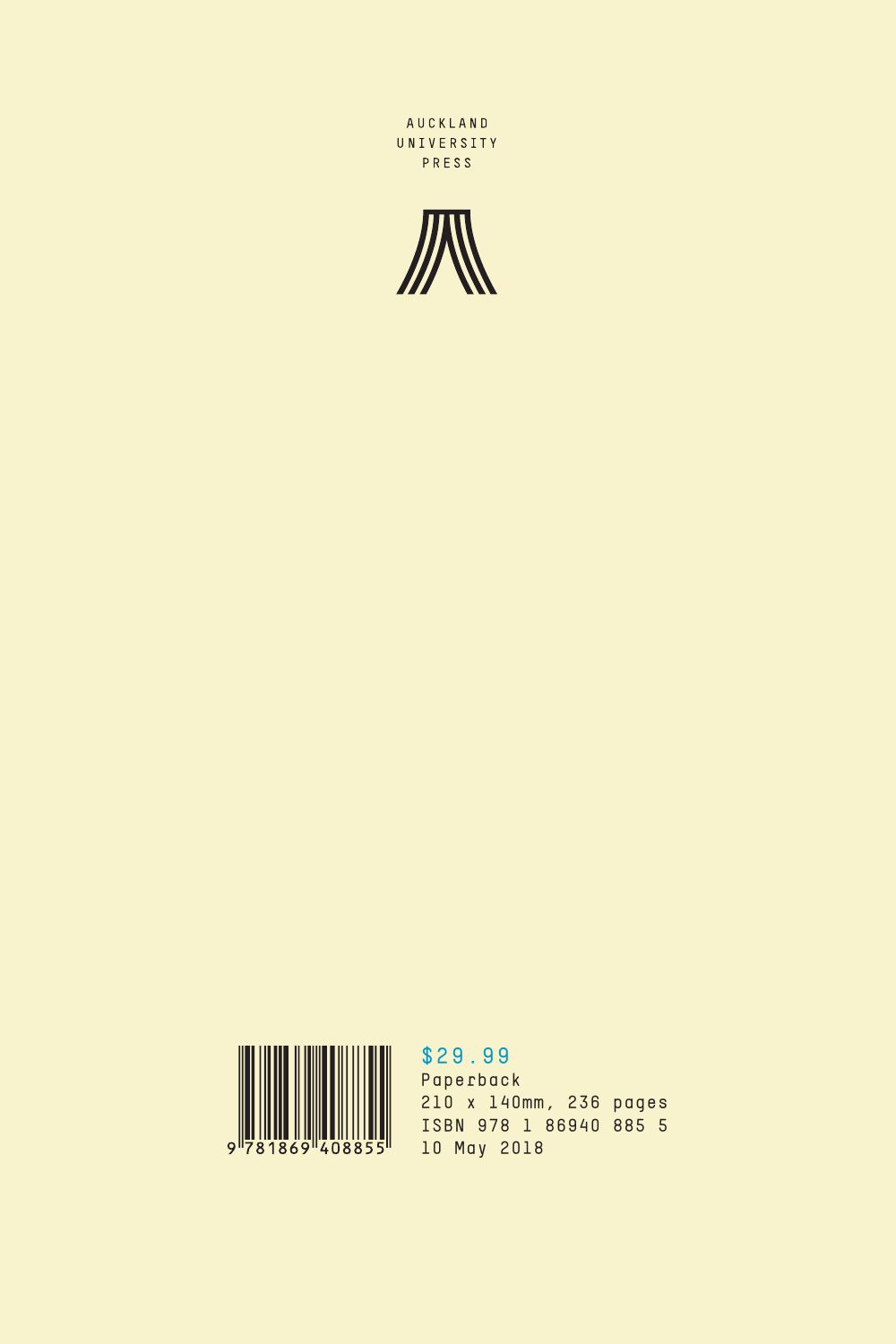AUCKLAND
UNIVERSITY
PRESS

9 781869 408855

$29.99
Paperback
210 x 140mm, 236 pages
ISBN 978 1 86940 885 5
10 May 2018